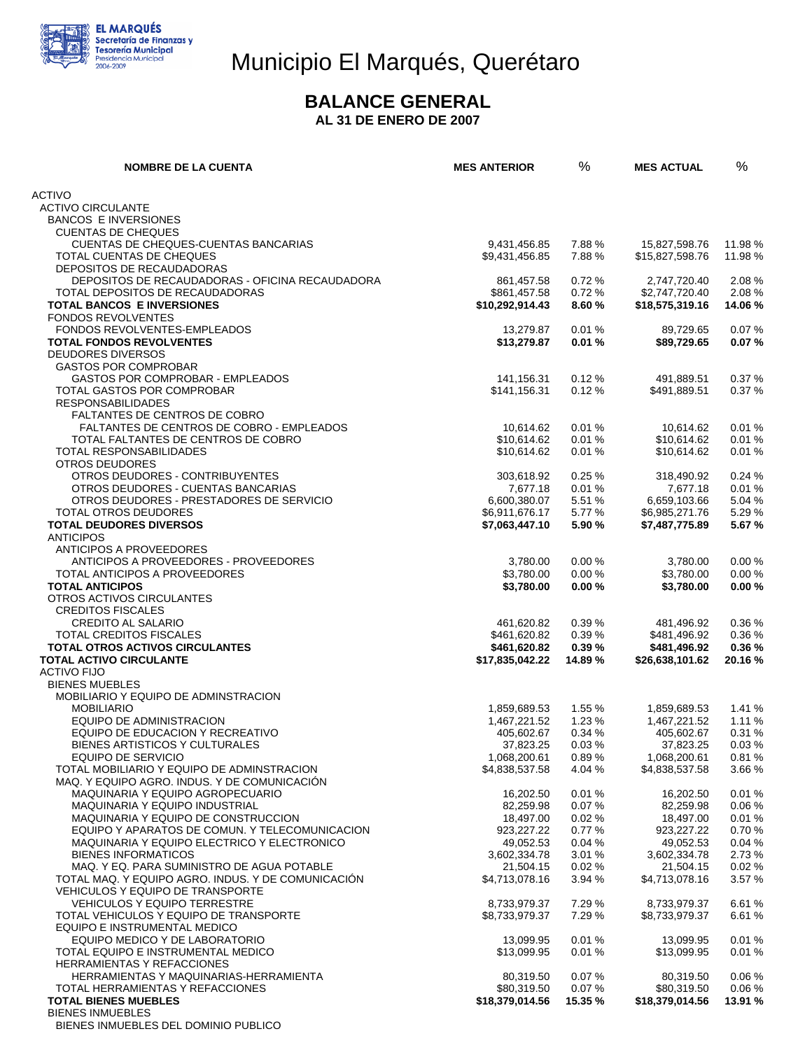EL MARQUÉS
Secretaría de Finanzas y Tesorería Municipal
Presidencia Municipal 2006-2009

# Municipio El Marqués, Querétaro

## BALANCE GENERAL

### AL 31 DE ENERO DE 2007

| NOMBRE DE LA CUENTA | MES ANTERIOR | % | MES ACTUAL | % |
|---|---|---|---|---|
| ACTIVO | | | | |
| ACTIVO CIRCULANTE | | | | |
| BANCOS E INVERSIONES | | | | |
| CUENTAS DE CHEQUES | | | | |
| CUENTAS DE CHEQUES-CUENTAS BANCARIAS | 9,431,456.85 | 7.88 % | 15,827,598.76 | 11.98 % |
| TOTAL CUENTAS DE CHEQUES | $9,431,456.85 | 7.88 % | $15,827,598.76 | 11.98 % |
| DEPOSITOS DE RECAUDADORAS | | | | |
| DEPOSITOS DE RECAUDADORAS - OFICINA RECAUDADORA | 861,457.58 | 0.72 % | 2,747,720.40 | 2.08 % |
| TOTAL DEPOSITOS DE RECAUDADORAS | $861,457.58 | 0.72 % | $2,747,720.40 | 2.08 % |
| **TOTAL BANCOS E INVERSIONES** | **$10,292,914.43** | **8.60 %** | **$18,575,319.16** | **14.06 %** |
| FONDOS REVOLVENTES | | | | |
| FONDOS REVOLVENTES-EMPLEADOS | 13,279.87 | 0.01 % | 89,729.65 | 0.07 % |
| **TOTAL FONDOS REVOLVENTES** | **$13,279.87** | **0.01 %** | **$89,729.65** | **0.07 %** |
| DEUDORES DIVERSOS | | | | |
| GASTOS POR COMPROBAR | | | | |
| GASTOS POR COMPROBAR - EMPLEADOS | 141,156.31 | 0.12 % | 491,889.51 | 0.37 % |
| TOTAL GASTOS POR COMPROBAR | $141,156.31 | 0.12 % | $491,889.51 | 0.37 % |
| RESPONSABILIDADES | | | | |
| FALTANTES DE CENTROS DE COBRO | | | | |
| FALTANTES DE CENTROS DE COBRO - EMPLEADOS | 10,614.62 | 0.01 % | 10,614.62 | 0.01 % |
| TOTAL FALTANTES DE CENTROS DE COBRO | $10,614.62 | 0.01 % | $10,614.62 | 0.01 % |
| TOTAL RESPONSABILIDADES | $10,614.62 | 0.01 % | $10,614.62 | 0.01 % |
| OTROS DEUDORES | | | | |
| OTROS DEUDORES - CONTRIBUYENTES | 303,618.92 | 0.25 % | 318,490.92 | 0.24 % |
| OTROS DEUDORES - CUENTAS BANCARIAS | 7,677.18 | 0.01 % | 7,677.18 | 0.01 % |
| OTROS DEUDORES - PRESTADORES DE SERVICIO | 6,600,380.07 | 5.51 % | 6,659,103.66 | 5.04 % |
| TOTAL OTROS DEUDORES | $6,911,676.17 | 5.77 % | $6,985,271.76 | 5.29 % |
| **TOTAL DEUDORES DIVERSOS** | **$7,063,447.10** | **5.90 %** | **$7,487,775.89** | **5.67 %** |
| ANTICIPOS | | | | |
| ANTICIPOS A PROVEEDORES | | | | |
| ANTICIPOS A PROVEEDORES - PROVEEDORES | 3,780.00 | 0.00 % | 3,780.00 | 0.00 % |
| TOTAL ANTICIPOS A PROVEEDORES | $3,780.00 | 0.00 % | $3,780.00 | 0.00 % |
| **TOTAL ANTICIPOS** | **$3,780.00** | **0.00 %** | **$3,780.00** | **0.00 %** |
| OTROS ACTIVOS CIRCULANTES | | | | |
| CREDITOS FISCALES | | | | |
| CREDITO AL SALARIO | 461,620.82 | 0.39 % | 481,496.92 | 0.36 % |
| TOTAL CREDITOS FISCALES | $461,620.82 | 0.39 % | $481,496.92 | 0.36 % |
| **TOTAL OTROS ACTIVOS CIRCULANTES** | **$461,620.82** | **0.39 %** | **$481,496.92** | **0.36 %** |
| **TOTAL ACTIVO CIRCULANTE** | **$17,835,042.22** | **14.89 %** | **$26,638,101.62** | **20.16 %** |
| ACTIVO FIJO | | | | |
| BIENES MUEBLES | | | | |
| MOBILIARIO Y EQUIPO DE ADMINSTRACION | | | | |
| MOBILIARIO | 1,859,689.53 | 1.55 % | 1,859,689.53 | 1.41 % |
| EQUIPO DE ADMINISTRACION | 1,467,221.52 | 1.23 % | 1,467,221.52 | 1.11 % |
| EQUIPO DE EDUCACION Y RECREATIVO | 405,602.67 | 0.34 % | 405,602.67 | 0.31 % |
| BIENES ARTISTICOS Y CULTURALES | 37,823.25 | 0.03 % | 37,823.25 | 0.03 % |
| EQUIPO DE SERVICIO | 1,068,200.61 | 0.89 % | 1,068,200.61 | 0.81 % |
| TOTAL MOBILIARIO Y EQUIPO DE ADMINSTRACION | $4,838,537.58 | 4.04 % | $4,838,537.58 | 3.66 % |
| MAQ. Y EQUIPO AGRO. INDUS. Y DE COMUNICACIÓN | | | | |
| MAQUINARIA Y EQUIPO AGROPECUARIO | 16,202.50 | 0.01 % | 16,202.50 | 0.01 % |
| MAQUINARIA Y EQUIPO INDUSTRIAL | 82,259.98 | 0.07 % | 82,259.98 | 0.06 % |
| MAQUINARIA Y EQUIPO DE CONSTRUCCION | 18,497.00 | 0.02 % | 18,497.00 | 0.01 % |
| EQUIPO Y APARATOS DE COMUN. Y TELECOMUNICACION | 923,227.22 | 0.77 % | 923,227.22 | 0.70 % |
| MAQUINARIA Y EQUIPO ELECTRICO Y ELECTRONICO | 49,052.53 | 0.04 % | 49,052.53 | 0.04 % |
| BIENES INFORMATICOS | 3,602,334.78 | 3.01 % | 3,602,334.78 | 2.73 % |
| MAQ. Y EQ. PARA SUMINISTRO DE AGUA POTABLE | 21,504.15 | 0.02 % | 21,504.15 | 0.02 % |
| TOTAL MAQ. Y EQUIPO AGRO. INDUS. Y DE COMUNICACIÓN | $4,713,078.16 | 3.94 % | $4,713,078.16 | 3.57 % |
| VEHICULOS Y EQUIPO DE TRANSPORTE | | | | |
| VEHICULOS Y EQUIPO TERRESTRE | 8,733,979.37 | 7.29 % | 8,733,979.37 | 6.61 % |
| TOTAL VEHICULOS Y EQUIPO DE TRANSPORTE | $8,733,979.37 | 7.29 % | $8,733,979.37 | 6.61 % |
| EQUIPO E INSTRUMENTAL MEDICO | | | | |
| EQUIPO MEDICO Y DE LABORATORIO | 13,099.95 | 0.01 % | 13,099.95 | 0.01 % |
| TOTAL EQUIPO E INSTRUMENTAL MEDICO | $13,099.95 | 0.01 % | $13,099.95 | 0.01 % |
| HERRAMIENTAS Y REFACCIONES | | | | |
| HERRAMIENTAS Y MAQUINARIAS-HERRAMIENTA | 80,319.50 | 0.07 % | 80,319.50 | 0.06 % |
| TOTAL HERRAMIENTAS Y REFACCIONES | $80,319.50 | 0.07 % | $80,319.50 | 0.06 % |
| **TOTAL BIENES MUEBLES** | **$18,379,014.56** | **15.35 %** | **$18,379,014.56** | **13.91 %** |
| BIENES INMUEBLES | | | | |
| BIENES INMUEBLES DEL DOMINIO PUBLICO | | | | |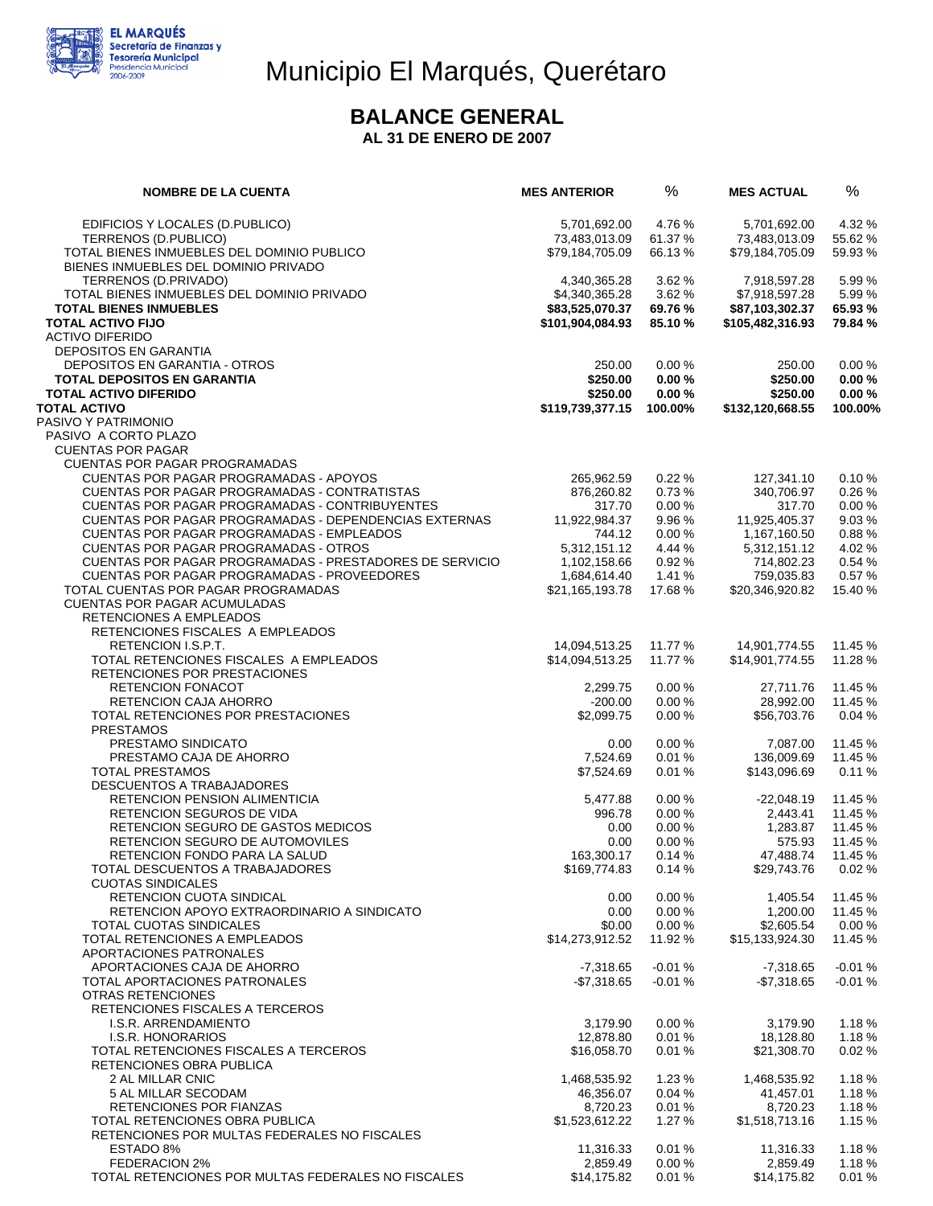# Municipio El Marqués, Querétaro

EL MARQUÉS
Secretaría de Finanzas y Tesorería Municipal
Presidencia Municipal 2006-2009

## BALANCE GENERAL
### AL 31 DE ENERO DE 2007

| NOMBRE DE LA CUENTA | MES ANTERIOR | % | MES ACTUAL | % |
|---|---|---|---|---|
| EDIFICIOS Y LOCALES (D.PUBLICO) | 5,701,692.00 | 4.76 % | 5,701,692.00 | 4.32 % |
| TERRENOS (D.PUBLICO) | 73,483,013.09 | 61.37 % | 73,483,013.09 | 55.62 % |
| TOTAL BIENES INMUEBLES DEL DOMINIO PUBLICO | $79,184,705.09 | 66.13 % | $79,184,705.09 | 59.93 % |
| BIENES INMUEBLES DEL DOMINIO PRIVADO | | | | |
| TERRENOS (D.PRIVADO) | 4,340,365.28 | 3.62 % | 7,918,597.28 | 5.99 % |
| TOTAL BIENES INMUEBLES DEL DOMINIO PRIVADO | $4,340,365.28 | 3.62 % | $7,918,597.28 | 5.99 % |
| **TOTAL BIENES INMUEBLES** | **$83,525,070.37** | **69.76 %** | **$87,103,302.37** | **65.93 %** |
| **TOTAL ACTIVO FIJO** | **$101,904,084.93** | **85.10 %** | **$105,482,316.93** | **79.84 %** |
| ACTIVO DIFERIDO | | | | |
| DEPOSITOS EN GARANTIA | | | | |
| DEPOSITOS EN GARANTIA - OTROS | 250.00 | 0.00 % | 250.00 | 0.00 % |
| **TOTAL DEPOSITOS EN GARANTIA** | **$250.00** | **0.00 %** | **$250.00** | **0.00 %** |
| **TOTAL ACTIVO DIFERIDO** | **$250.00** | **0.00 %** | **$250.00** | **0.00 %** |
| **TOTAL ACTIVO** | **$119,739,377.15** | **100.00%** | **$132,120,668.55** | **100.00%** |
| PASIVO Y PATRIMONIO | | | | |
| PASIVO A CORTO PLAZO | | | | |
| CUENTAS POR PAGAR | | | | |
| CUENTAS POR PAGAR PROGRAMADAS | | | | |
| CUENTAS POR PAGAR PROGRAMADAS - APOYOS | 265,962.59 | 0.22 % | 127,341.10 | 0.10 % |
| CUENTAS POR PAGAR PROGRAMADAS - CONTRATISTAS | 876,260.82 | 0.73 % | 340,706.97 | 0.26 % |
| CUENTAS POR PAGAR PROGRAMADAS - CONTRIBUYENTES | 317.70 | 0.00 % | 317.70 | 0.00 % |
| CUENTAS POR PAGAR PROGRAMADAS - DEPENDENCIAS EXTERNAS | 11,922,984.37 | 9.96 % | 11,925,405.37 | 9.03 % |
| CUENTAS POR PAGAR PROGRAMADAS - EMPLEADOS | 744.12 | 0.00 % | 1,167,160.50 | 0.88 % |
| CUENTAS POR PAGAR PROGRAMADAS - OTROS | 5,312,151.12 | 4.44 % | 5,312,151.12 | 4.02 % |
| CUENTAS POR PAGAR PROGRAMADAS - PRESTADORES DE SERVICIO | 1,102,158.66 | 0.92 % | 714,802.23 | 0.54 % |
| CUENTAS POR PAGAR PROGRAMADAS - PROVEEDORES | 1,684,614.40 | 1.41 % | 759,035.83 | 0.57 % |
| TOTAL CUENTAS POR PAGAR PROGRAMADAS | $21,165,193.78 | 17.68 % | $20,346,920.82 | 15.40 % |
| CUENTAS POR PAGAR ACUMULADAS | | | | |
| RETENCIONES A EMPLEADOS | | | | |
| RETENCIONES FISCALES A EMPLEADOS | | | | |
| RETENCION I.S.P.T. | 14,094,513.25 | 11.77 % | 14,901,774.55 | 11.45 % |
| TOTAL RETENCIONES FISCALES A EMPLEADOS | $14,094,513.25 | 11.77 % | $14,901,774.55 | 11.28 % |
| RETENCIONES POR PRESTACIONES | | | | |
| RETENCION FONACOT | 2,299.75 | 0.00 % | 27,711.76 | 11.45 % |
| RETENCION CAJA AHORRO | -200.00 | 0.00 % | 28,992.00 | 11.45 % |
| TOTAL RETENCIONES POR PRESTACIONES | $2,099.75 | 0.00 % | $56,703.76 | 0.04 % |
| PRESTAMOS | | | | |
| PRESTAMO SINDICATO | 0.00 | 0.00 % | 7,087.00 | 11.45 % |
| PRESTAMO CAJA DE AHORRO | 7,524.69 | 0.01 % | 136,009.69 | 11.45 % |
| TOTAL PRESTAMOS | $7,524.69 | 0.01 % | $143,096.69 | 0.11 % |
| DESCUENTOS A TRABAJADORES | | | | |
| RETENCION PENSION ALIMENTICIA | 5,477.88 | 0.00 % | -22,048.19 | 11.45 % |
| RETENCION SEGUROS DE VIDA | 996.78 | 0.00 % | 2,443.41 | 11.45 % |
| RETENCION SEGURO DE GASTOS MEDICOS | 0.00 | 0.00 % | 1,283.87 | 11.45 % |
| RETENCION SEGURO DE AUTOMOVILES | 0.00 | 0.00 % | 575.93 | 11.45 % |
| RETENCION FONDO PARA LA SALUD | 163,300.17 | 0.14 % | 47,488.74 | 11.45 % |
| TOTAL DESCUENTOS A TRABAJADORES | $169,774.83 | 0.14 % | $29,743.76 | 0.02 % |
| CUOTAS SINDICALES | | | | |
| RETENCION CUOTA SINDICAL | 0.00 | 0.00 % | 1,405.54 | 11.45 % |
| RETENCION APOYO EXTRAORDINARIO A SINDICATO | 0.00 | 0.00 % | 1,200.00 | 11.45 % |
| TOTAL CUOTAS SINDICALES | $0.00 | 0.00 % | $2,605.54 | 0.00 % |
| TOTAL RETENCIONES A EMPLEADOS | $14,273,912.52 | 11.92 % | $15,133,924.30 | 11.45 % |
| APORTACIONES PATRONALES | | | | |
| APORTACIONES CAJA DE AHORRO | -7,318.65 | -0.01 % | -7,318.65 | -0.01 % |
| TOTAL APORTACIONES PATRONALES | -$7,318.65 | -0.01 % | -$7,318.65 | -0.01 % |
| OTRAS RETENCIONES | | | | |
| RETENCIONES FISCALES A TERCEROS | | | | |
| I.S.R. ARRENDAMIENTO | 3,179.90 | 0.00 % | 3,179.90 | 1.18 % |
| I.S.R. HONORARIOS | 12,878.80 | 0.01 % | 18,128.80 | 1.18 % |
| TOTAL RETENCIONES FISCALES A TERCEROS | $16,058.70 | 0.01 % | $21,308.70 | 0.02 % |
| RETENCIONES OBRA PUBLICA | | | | |
| 2 AL MILLAR CNIC | 1,468,535.92 | 1.23 % | 1,468,535.92 | 1.18 % |
| 5 AL MILLAR SECODAM | 46,356.07 | 0.04 % | 41,457.01 | 1.18 % |
| RETENCIONES POR FIANZAS | 8,720.23 | 0.01 % | 8,720.23 | 1.18 % |
| TOTAL RETENCIONES OBRA PUBLICA | $1,523,612.22 | 1.27 % | $1,518,713.16 | 1.15 % |
| RETENCIONES POR MULTAS FEDERALES NO FISCALES | | | | |
| ESTADO 8% | 11,316.33 | 0.01 % | 11,316.33 | 1.18 % |
| FEDERACION 2% | 2,859.49 | 0.00 % | 2,859.49 | 1.18 % |
| TOTAL RETENCIONES POR MULTAS FEDERALES NO FISCALES | $14,175.82 | 0.01 % | $14,175.82 | 0.01 % |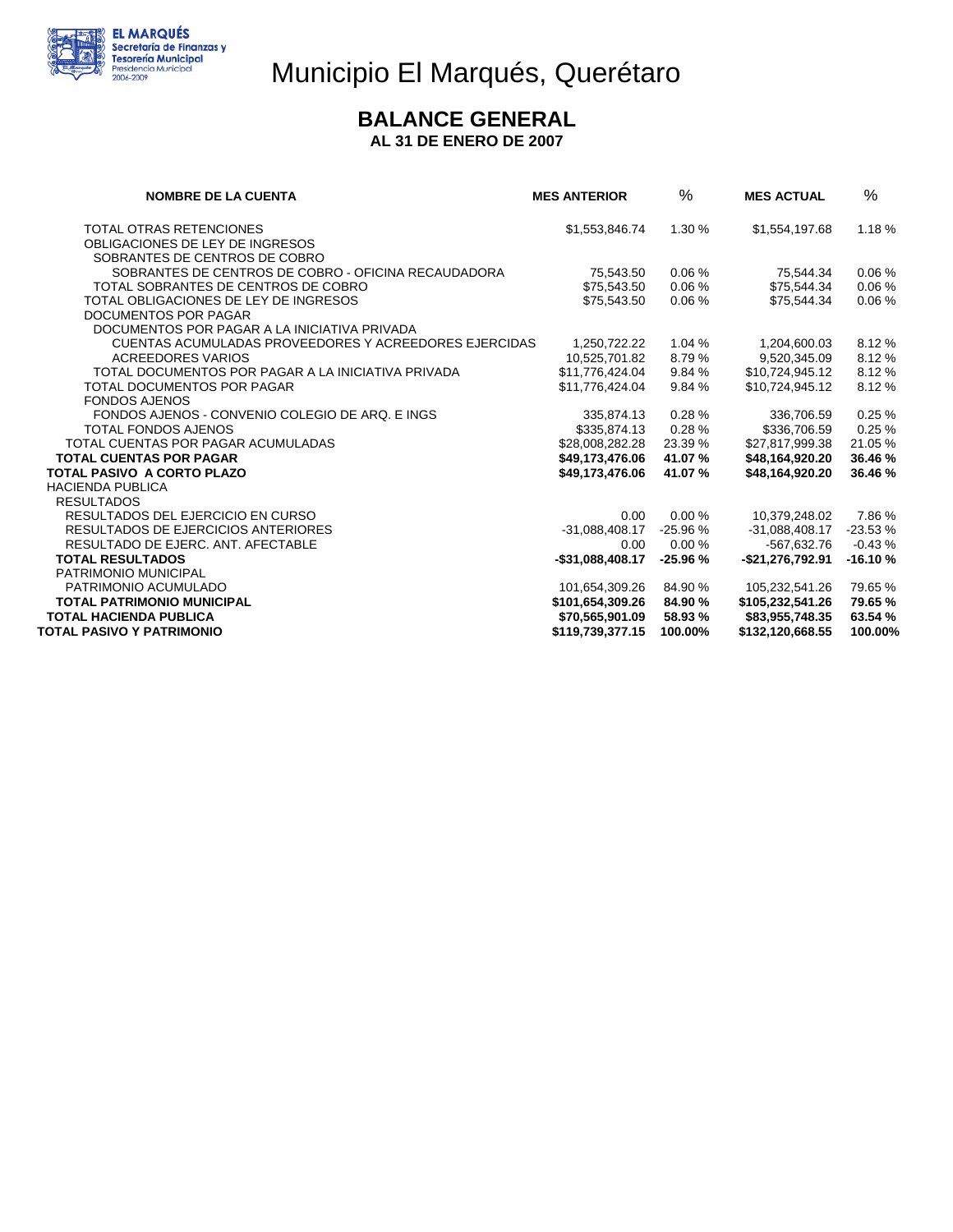# Municipio El Marqués, Querétaro

## BALANCE GENERAL

**AL 31 DE ENERO DE 2007**

| NOMBRE DE LA CUENTA | MES ANTERIOR | % | MES ACTUAL | % |
|---|---|---|---|---|
| TOTAL OTRAS RETENCIONES | $1,553,846.74 | 1.30 % | $1,554,197.68 | 1.18 % |
| OBLIGACIONES DE LEY DE INGRESOS | | | | |
| SOBRANTES DE CENTROS DE COBRO | | | | |
| SOBRANTES DE CENTROS DE COBRO - OFICINA RECAUDADORA | 75,543.50 | 0.06 % | 75,544.34 | 0.06 % |
| TOTAL SOBRANTES DE CENTROS DE COBRO | $75,543.50 | 0.06 % | $75,544.34 | 0.06 % |
| TOTAL OBLIGACIONES DE LEY DE INGRESOS | $75,543.50 | 0.06 % | $75,544.34 | 0.06 % |
| DOCUMENTOS POR PAGAR | | | | |
| DOCUMENTOS POR PAGAR A LA INICIATIVA PRIVADA | | | | |
| CUENTAS ACUMULADAS PROVEEDORES Y ACREEDORES EJERCIDAS | 1,250,722.22 | 1.04 % | 1,204,600.03 | 8.12 % |
| ACREEDORES VARIOS | 10,525,701.82 | 8.79 % | 9,520,345.09 | 8.12 % |
| TOTAL DOCUMENTOS POR PAGAR A LA INICIATIVA PRIVADA | $11,776,424.04 | 9.84 % | $10,724,945.12 | 8.12 % |
| TOTAL DOCUMENTOS POR PAGAR | $11,776,424.04 | 9.84 % | $10,724,945.12 | 8.12 % |
| FONDOS AJENOS | | | | |
| FONDOS AJENOS - CONVENIO COLEGIO DE ARQ. E INGS | 335,874.13 | 0.28 % | 336,706.59 | 0.25 % |
| TOTAL FONDOS AJENOS | $335,874.13 | 0.28 % | $336,706.59 | 0.25 % |
| TOTAL CUENTAS POR PAGAR ACUMULADAS | $28,008,282.28 | 23.39 % | $27,817,999.38 | 21.05 % |
| **TOTAL CUENTAS POR PAGAR** | **$49,173,476.06** | **41.07 %** | **$48,164,920.20** | **36.46 %** |
| **TOTAL PASIVO A CORTO PLAZO** | **$49,173,476.06** | **41.07 %** | **$48,164,920.20** | **36.46 %** |
| HACIENDA PUBLICA | | | | |
| RESULTADOS | | | | |
| RESULTADOS DEL EJERCICIO EN CURSO | 0.00 | 0.00 % | 10,379,248.02 | 7.86 % |
| RESULTADOS DE EJERCICIOS ANTERIORES | -31,088,408.17 | -25.96 % | -31,088,408.17 | -23.53 % |
| RESULTADO DE EJERC. ANT. AFECTABLE | 0.00 | 0.00 % | -567,632.76 | -0.43 % |
| **TOTAL RESULTADOS** | **-$31,088,408.17** | **-25.96 %** | **-$21,276,792.91** | **-16.10 %** |
| PATRIMONIO MUNICIPAL | | | | |
| PATRIMONIO ACUMULADO | 101,654,309.26 | 84.90 % | 105,232,541.26 | 79.65 % |
| **TOTAL PATRIMONIO MUNICIPAL** | **$101,654,309.26** | **84.90 %** | **$105,232,541.26** | **79.65 %** |
| **TOTAL HACIENDA PUBLICA** | **$70,565,901.09** | **58.93 %** | **$83,955,748.35** | **63.54 %** |
| **TOTAL PASIVO Y PATRIMONIO** | **$119,739,377.15** | **100.00%** | **$132,120,668.55** | **100.00%** |